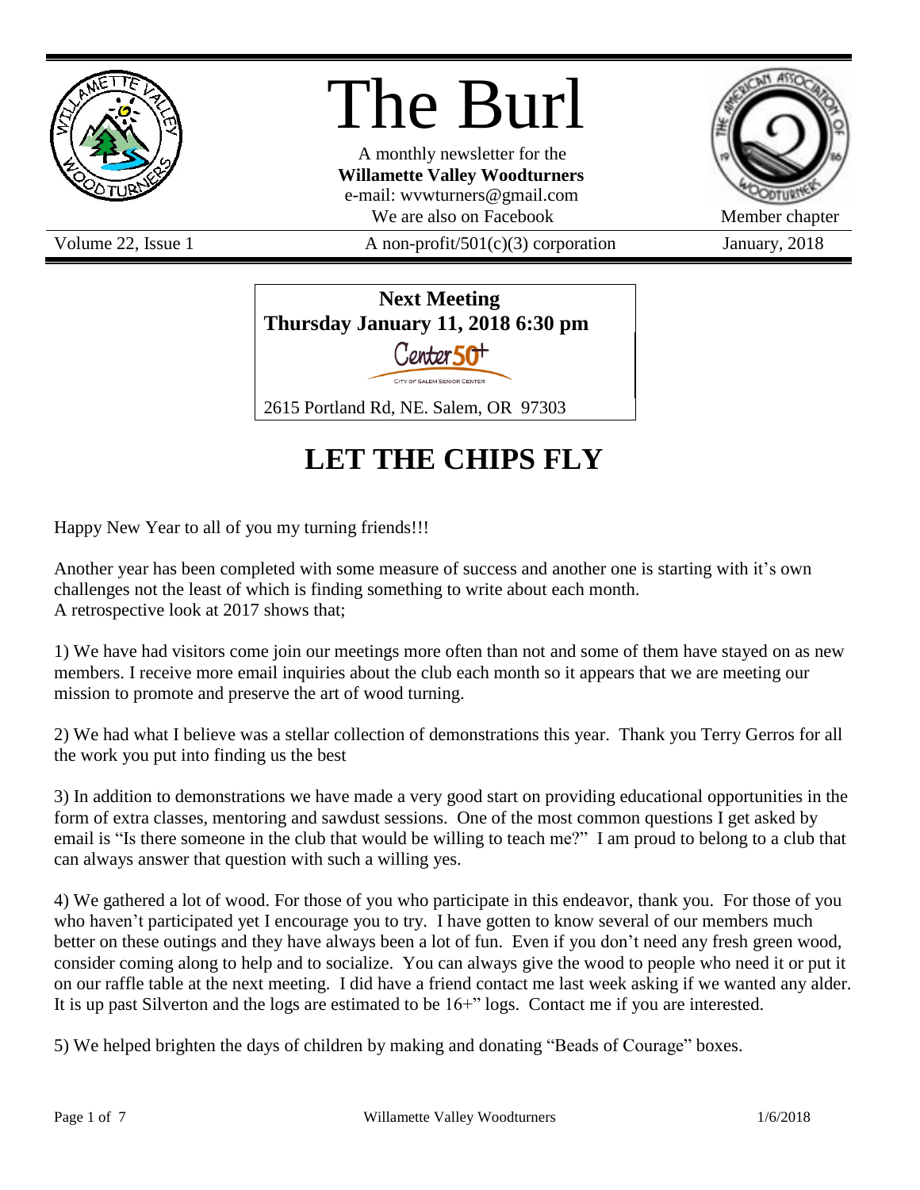# The Burl

A monthly newsletter for the
**Willamette Valley Woodturners**
e-mail: wvwturners@gmail.com
We are also on Facebook

Member chapter

Volume 22, Issue 1 | A non-profit/501(c)(3) corporation | January, 2018

**Next Meeting**
**Thursday January 11, 2018 6:30 pm**

Center 50+
CITY OF SALEM SENIOR CENTER

2615 Portland Rd, NE. Salem, OR 97303

## LET THE CHIPS FLY

Happy New Year to all of you my turning friends!!!

Another year has been completed with some measure of success and another one is starting with it's own challenges not the least of which is finding something to write about each month.
A retrospective look at 2017 shows that;

1) We have had visitors come join our meetings more often than not and some of them have stayed on as new members. I receive more email inquiries about the club each month so it appears that we are meeting our mission to promote and preserve the art of wood turning.

2) We had what I believe was a stellar collection of demonstrations this year. Thank you Terry Gerros for all the work you put into finding us the best

3) In addition to demonstrations we have made a very good start on providing educational opportunities in the form of extra classes, mentoring and sawdust sessions. One of the most common questions I get asked by email is "Is there someone in the club that would be willing to teach me?" I am proud to belong to a club that can always answer that question with such a willing yes.

4) We gathered a lot of wood. For those of you who participate in this endeavor, thank you. For those of you who haven't participated yet I encourage you to try. I have gotten to know several of our members much better on these outings and they have always been a lot of fun. Even if you don't need any fresh green wood, consider coming along to help and to socialize. You can always give the wood to people who need it or put it on our raffle table at the next meeting. I did have a friend contact me last week asking if we wanted any alder. It is up past Silverton and the logs are estimated to be 16+" logs. Contact me if you are interested.

5) We helped brighten the days of children by making and donating "Beads of Courage" boxes.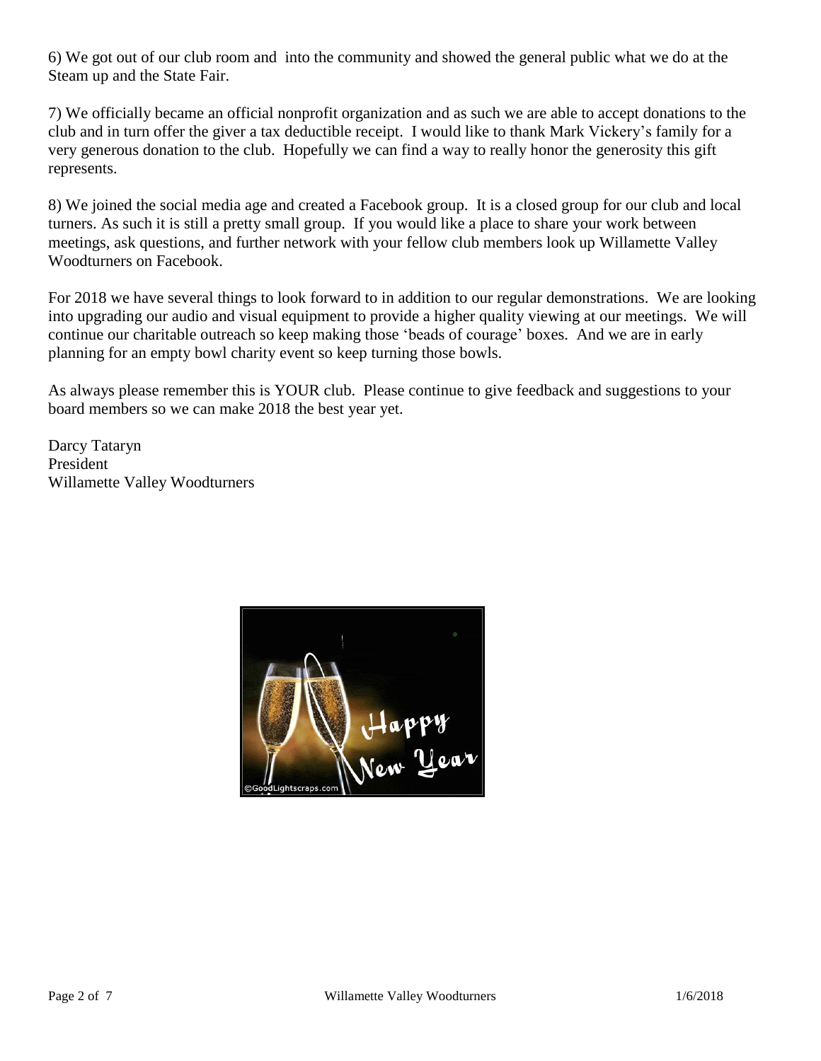6) We got out of our club room and into the community and showed the general public what we do at the Steam up and the State Fair.

7) We officially became an official nonprofit organization and as such we are able to accept donations to the club and in turn offer the giver a tax deductible receipt. I would like to thank Mark Vickery's family for a very generous donation to the club. Hopefully we can find a way to really honor the generosity this gift represents.

8) We joined the social media age and created a Facebook group. It is a closed group for our club and local turners. As such it is still a pretty small group. If you would like a place to share your work between meetings, ask questions, and further network with your fellow club members look up Willamette Valley Woodturners on Facebook.

For 2018 we have several things to look forward to in addition to our regular demonstrations. We are looking into upgrading our audio and visual equipment to provide a higher quality viewing at our meetings. We will continue our charitable outreach so keep making those 'beads of courage' boxes. And we are in early planning for an empty bowl charity event so keep turning those bowls.

As always please remember this is YOUR club. Please continue to give feedback and suggestions to your board members so we can make 2018 the best year yet.

Darcy Tataryn  
President  
Willamette Valley Woodturners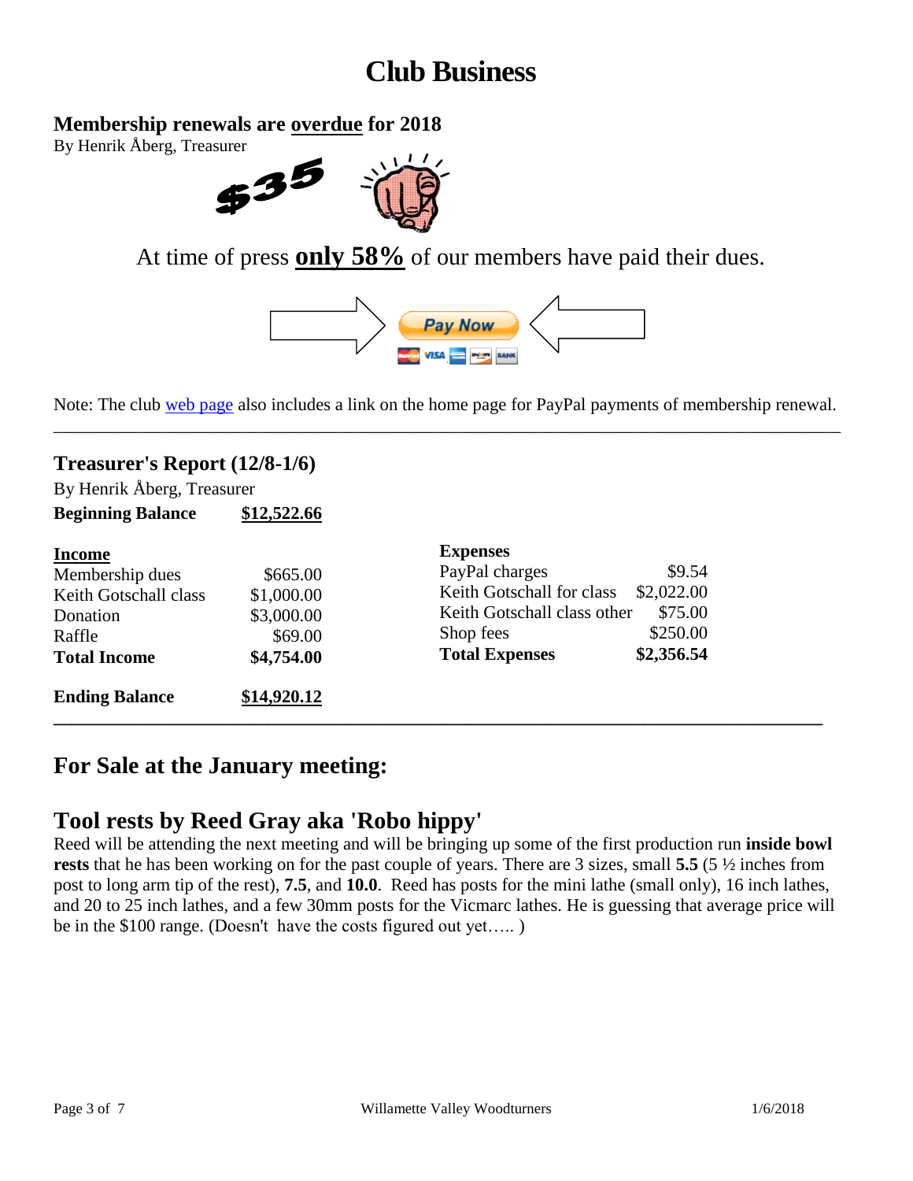# Club Business

## Membership renewals are overdue for 2018

By Henrik Åberg, Treasurer

$35

At time of press **only 58%** of our members have paid their dues.

Pay Now

Note: The club web page also includes a link on the home page for PayPal payments of membership renewal.

---

## Treasurer's Report (12/8-1/6)

By Henrik Åberg, Treasurer

**Beginning Balance** **$12,522.66**

| Income | | Expenses | |
|---|---|---|---|
| Membership dues | $665.00 | PayPal charges | $9.54 |
| Keith Gotschall class | $1,000.00 | Keith Gotschall for class | $2,022.00 |
| Donation | $3,000.00 | Keith Gotschall class other | $75.00 |
| Raffle | $69.00 | Shop fees | $250.00 |
| **Total Income** | **$4,754.00** | **Total Expenses** | **$2,356.54** |

**Ending Balance** **$14,920.12**

---

## For Sale at the January meeting:

## Tool rests by Reed Gray aka 'Robo hippy'

Reed will be attending the next meeting and will be bringing up some of the first production run **inside bowl rests** that he has been working on for the past couple of years. There are 3 sizes, small **5.5** (5 ½ inches from post to long arm tip of the rest), **7.5**, and **10.0**. Reed has posts for the mini lathe (small only), 16 inch lathes, and 20 to 25 inch lathes, and a few 30mm posts for the Vicmarc lathes. He is guessing that average price will be in the $100 range. (Doesn't have the costs figured out yet….. )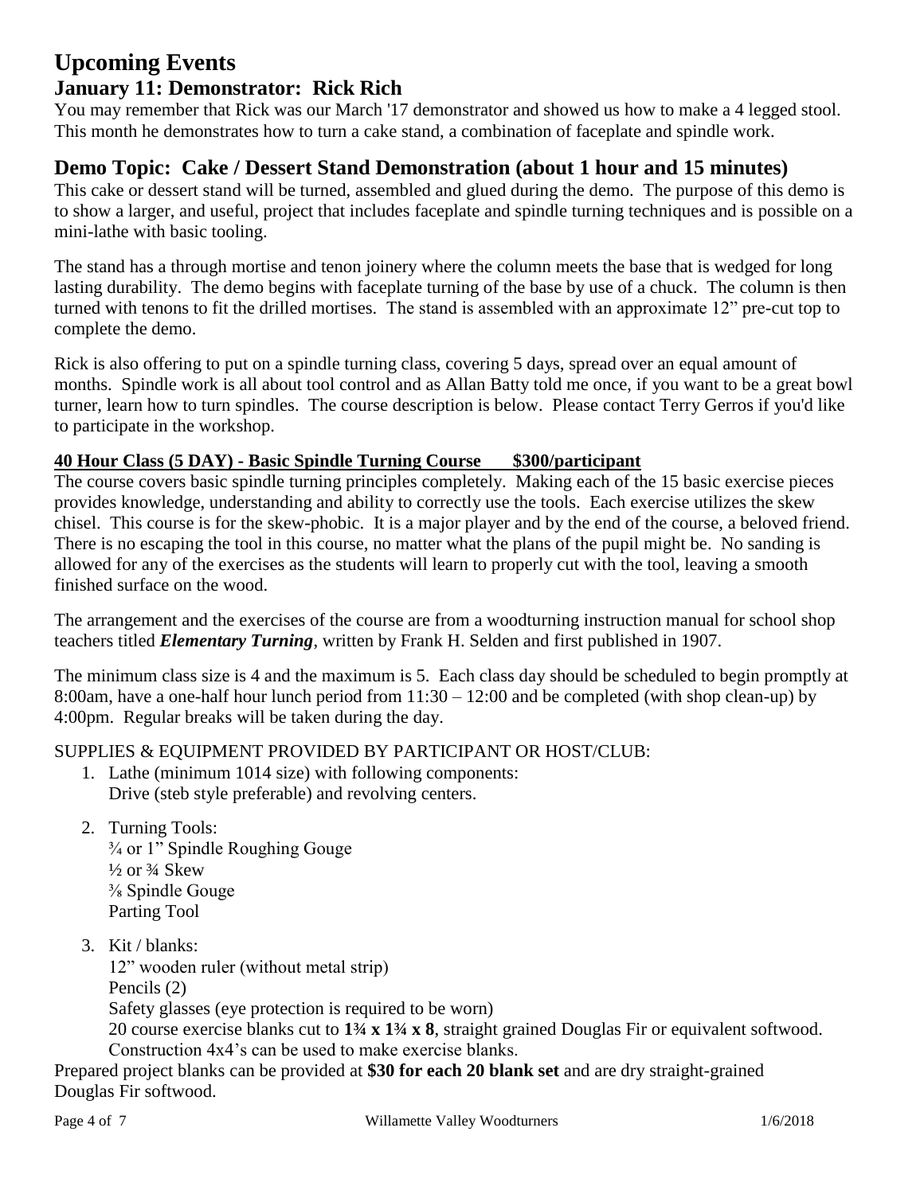# Upcoming Events

## January 11: Demonstrator: Rick Rich

You may remember that Rick was our March '17 demonstrator and showed us how to make a 4 legged stool. This month he demonstrates how to turn a cake stand, a combination of faceplate and spindle work.

## Demo Topic: Cake / Dessert Stand Demonstration (about 1 hour and 15 minutes)

This cake or dessert stand will be turned, assembled and glued during the demo. The purpose of this demo is to show a larger, and useful, project that includes faceplate and spindle turning techniques and is possible on a mini-lathe with basic tooling.

The stand has a through mortise and tenon joinery where the column meets the base that is wedged for long lasting durability. The demo begins with faceplate turning of the base by use of a chuck. The column is then turned with tenons to fit the drilled mortises. The stand is assembled with an approximate 12" pre-cut top to complete the demo.

Rick is also offering to put on a spindle turning class, covering 5 days, spread over an equal amount of months. Spindle work is all about tool control and as Allan Batty told me once, if you want to be a great bowl turner, learn how to turn spindles. The course description is below. Please contact Terry Gerros if you'd like to participate in the workshop.

**40 Hour Class (5 DAY) - Basic Spindle Turning Course $300/participant**

The course covers basic spindle turning principles completely. Making each of the 15 basic exercise pieces provides knowledge, understanding and ability to correctly use the tools. Each exercise utilizes the skew chisel. This course is for the skew-phobic. It is a major player and by the end of the course, a beloved friend. There is no escaping the tool in this course, no matter what the plans of the pupil might be. No sanding is allowed for any of the exercises as the students will learn to properly cut with the tool, leaving a smooth finished surface on the wood.

The arrangement and the exercises of the course are from a woodturning instruction manual for school shop teachers titled ***Elementary Turning***, written by Frank H. Selden and first published in 1907.

The minimum class size is 4 and the maximum is 5. Each class day should be scheduled to begin promptly at 8:00am, have a one-half hour lunch period from 11:30 – 12:00 and be completed (with shop clean-up) by 4:00pm. Regular breaks will be taken during the day.

SUPPLIES & EQUIPMENT PROVIDED BY PARTICIPANT OR HOST/CLUB:

1. Lathe (minimum 1014 size) with following components:
   Drive (steb style preferable) and revolving centers.
2. Turning Tools:
   ¾ or 1" Spindle Roughing Gouge
   ½ or ¾ Skew
   ⅜ Spindle Gouge
   Parting Tool
3. Kit / blanks:
   12" wooden ruler (without metal strip)
   Pencils (2)
   Safety glasses (eye protection is required to be worn)
   20 course exercise blanks cut to **1¾ x 1¾ x 8**, straight grained Douglas Fir or equivalent softwood.
   Construction 4x4's can be used to make exercise blanks.

Prepared project blanks can be provided at **$30 for each 20 blank set** and are dry straight-grained Douglas Fir softwood.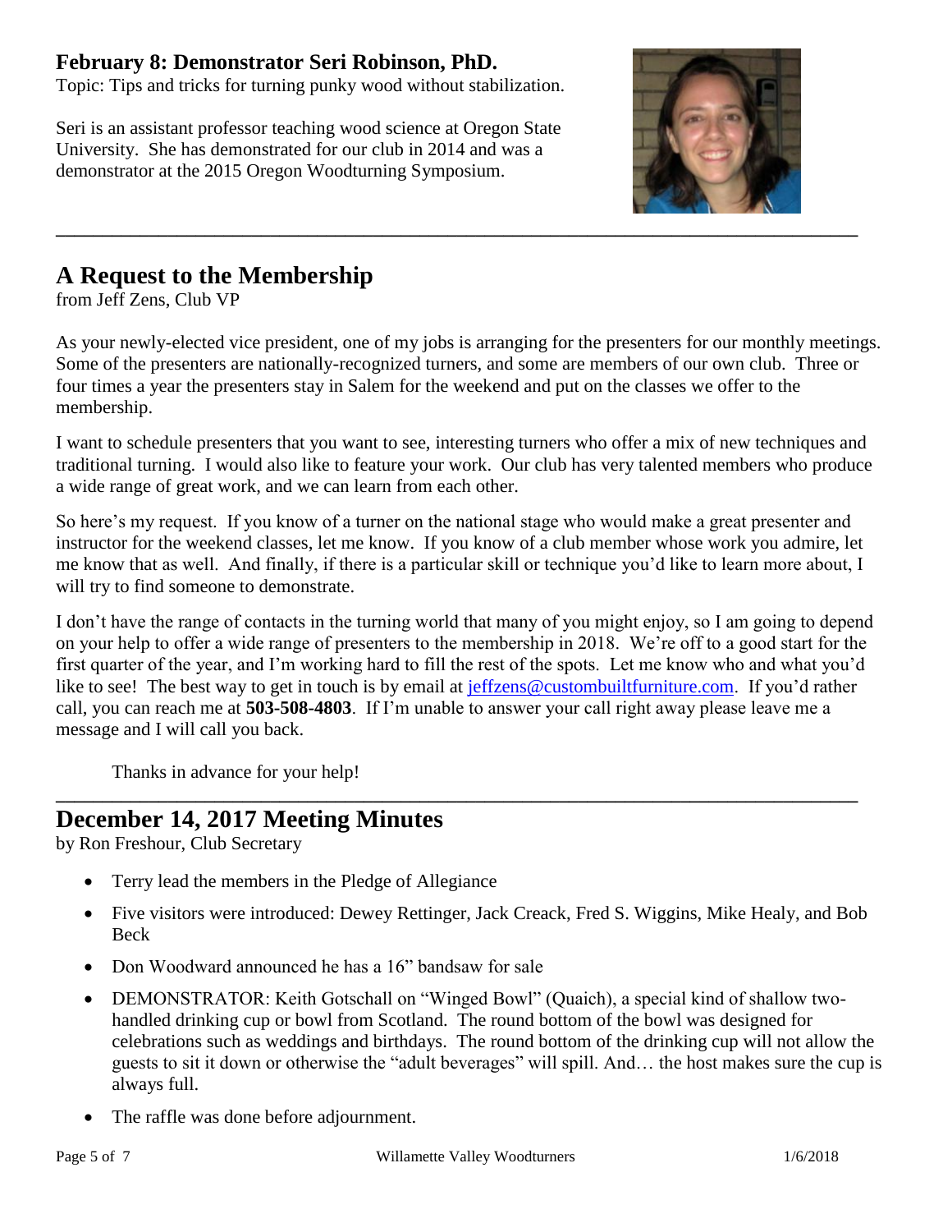**February 8: Demonstrator Seri Robinson, PhD.**
Topic: Tips and tricks for turning punky wood without stabilization.

Seri is an assistant professor teaching wood science at Oregon State University. She has demonstrated for our club in 2014 and was a demonstrator at the 2015 Oregon Woodturning Symposium.

---

## A Request to the Membership

from Jeff Zens, Club VP

As your newly-elected vice president, one of my jobs is arranging for the presenters for our monthly meetings. Some of the presenters are nationally-recognized turners, and some are members of our own club. Three or four times a year the presenters stay in Salem for the weekend and put on the classes we offer to the membership.

I want to schedule presenters that you want to see, interesting turners who offer a mix of new techniques and traditional turning. I would also like to feature your work. Our club has very talented members who produce a wide range of great work, and we can learn from each other.

So here's my request. If you know of a turner on the national stage who would make a great presenter and instructor for the weekend classes, let me know. If you know of a club member whose work you admire, let me know that as well. And finally, if there is a particular skill or technique you'd like to learn more about, I will try to find someone to demonstrate.

I don't have the range of contacts in the turning world that many of you might enjoy, so I am going to depend on your help to offer a wide range of presenters to the membership in 2018. We're off to a good start for the first quarter of the year, and I'm working hard to fill the rest of the spots. Let me know who and what you'd like to see! The best way to get in touch is by email at jeffzens@custombuiltfurniture.com. If you'd rather call, you can reach me at **503-508-4803**. If I'm unable to answer your call right away please leave me a message and I will call you back.

Thanks in advance for your help!

---

## December 14, 2017 Meeting Minutes

by Ron Freshour, Club Secretary

- Terry lead the members in the Pledge of Allegiance
- Five visitors were introduced: Dewey Rettinger, Jack Creack, Fred S. Wiggins, Mike Healy, and Bob Beck
- Don Woodward announced he has a 16" bandsaw for sale
- DEMONSTRATOR: Keith Gotschall on "Winged Bowl" (Quaich), a special kind of shallow two-handled drinking cup or bowl from Scotland. The round bottom of the bowl was designed for celebrations such as weddings and birthdays. The round bottom of the drinking cup will not allow the guests to sit it down or otherwise the "adult beverages" will spill. And… the host makes sure the cup is always full.
- The raffle was done before adjournment.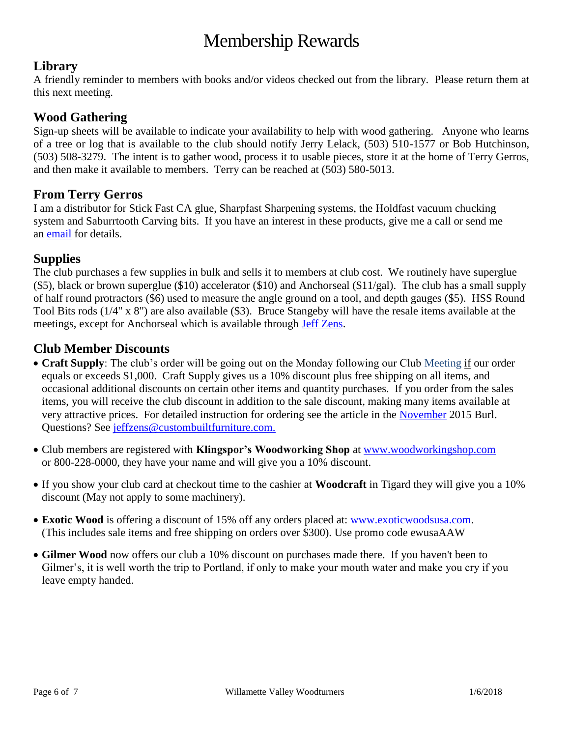# Membership Rewards

## Library

A friendly reminder to members with books and/or videos checked out from the library. Please return them at this next meeting.

## Wood Gathering

Sign-up sheets will be available to indicate your availability to help with wood gathering. Anyone who learns of a tree or log that is available to the club should notify Jerry Lelack, (503) 510-1577 or Bob Hutchinson, (503) 508-3279. The intent is to gather wood, process it to usable pieces, store it at the home of Terry Gerros, and then make it available to members. Terry can be reached at (503) 580-5013.

## From Terry Gerros

I am a distributor for Stick Fast CA glue, Sharpfast Sharpening systems, the Holdfast vacuum chucking system and Saburrtooth Carving bits. If you have an interest in these products, give me a call or send me an email for details.

## Supplies

The club purchases a few supplies in bulk and sells it to members at club cost. We routinely have superglue ($5), black or brown superglue ($10) accelerator ($10) and Anchorseal ($11/gal). The club has a small supply of half round protractors ($6) used to measure the angle ground on a tool, and depth gauges ($5). HSS Round Tool Bits rods (1/4" x 8") are also available ($3). Bruce Stangeby will have the resale items available at the meetings, except for Anchorseal which is available through Jeff Zens.

## Club Member Discounts

- **Craft Supply**: The club's order will be going out on the Monday following our Club Meeting if our order equals or exceeds $1,000. Craft Supply gives us a 10% discount plus free shipping on all items, and occasional additional discounts on certain other items and quantity purchases. If you order from the sales items, you will receive the club discount in addition to the sale discount, making many items available at very attractive prices. For detailed instruction for ordering see the article in the November 2015 Burl. Questions? See jeffzens@custombuiltfurniture.com.
- Club members are registered with **Klingspor's Woodworking Shop** at www.woodworkingshop.com or 800-228-0000, they have your name and will give you a 10% discount.
- If you show your club card at checkout time to the cashier at **Woodcraft** in Tigard they will give you a 10% discount (May not apply to some machinery).
- **Exotic Wood** is offering a discount of 15% off any orders placed at: www.exoticwoodsusa.com. (This includes sale items and free shipping on orders over $300). Use promo code ewusaAAW
- **Gilmer Wood** now offers our club a 10% discount on purchases made there. If you haven't been to Gilmer's, it is well worth the trip to Portland, if only to make your mouth water and make you cry if you leave empty handed.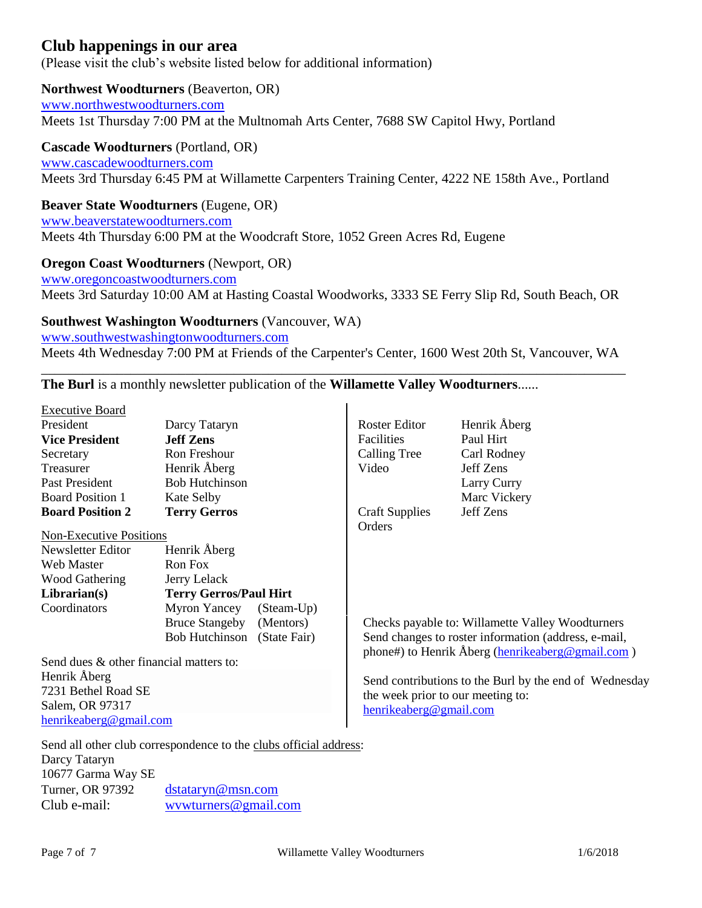## Club happenings in our area

(Please visit the club's website listed below for additional information)

**Northwest Woodturners** (Beaverton, OR)
www.northwestwoodturners.com
Meets 1st Thursday 7:00 PM at the Multnomah Arts Center, 7688 SW Capitol Hwy, Portland

**Cascade Woodturners** (Portland, OR)
www.cascadewoodturners.com
Meets 3rd Thursday 6:45 PM at Willamette Carpenters Training Center, 4222 NE 158th Ave., Portland

**Beaver State Woodturners** (Eugene, OR)
www.beaverstatewoodturners.com
Meets 4th Thursday 6:00 PM at the Woodcraft Store, 1052 Green Acres Rd, Eugene

**Oregon Coast Woodturners** (Newport, OR)
www.oregoncoastwoodturners.com
Meets 3rd Saturday 10:00 AM at Hasting Coastal Woodworks, 3333 SE Ferry Slip Rd, South Beach, OR

**Southwest Washington Woodturners** (Vancouver, WA)
www.southwestwashingtonwoodturners.com
Meets 4th Wednesday 7:00 PM at Friends of the Carpenter's Center, 1600 West 20th St, Vancouver, WA

---

**The Burl** is a monthly newsletter publication of the **Willamette Valley Woodturners**......

Executive Board

| | |
|---|---|
| President | Darcy Tataryn |
| **Vice President** | **Jeff Zens** |
| Secretary | Ron Freshour |
| Treasurer | Henrik Åberg |
| Past President | Bob Hutchinson |
| Board Position 1 | Kate Selby |
| **Board Position 2** | **Terry Gerros** |

Non-Executive Positions

| | | |
|---|---|---|
| Newsletter Editor | Henrik Åberg | |
| Web Master | Ron Fox | |
| Wood Gathering | Jerry Lelack | |
| **Librarian(s)** | **Terry Gerros/Paul Hirt** | |
| Coordinators | Myron Yancey | (Steam-Up) |
| | Bruce Stangeby | (Mentors) |
| | Bob Hutchinson | (State Fair) |

Send dues & other financial matters to:
Henrik Åberg
7231 Bethel Road SE
Salem, OR 97317
henrikeaberg@gmail.com

| | |
|---|---|
| Roster Editor | Henrik Åberg |
| Facilities | Paul Hirt |
| Calling Tree | Carl Rodney |
| Video | Jeff Zens |
| | Larry Curry |
| | Marc Vickery |
| Craft Supplies Orders | Jeff Zens |

Checks payable to: Willamette Valley Woodturners
Send changes to roster information (address, e-mail, phone#) to Henrik Åberg (henrikeaberg@gmail.com )

Send contributions to the Burl by the end of Wednesday the week prior to our meeting to:
henrikeaberg@gmail.com

Send all other club correspondence to the clubs official address:
Darcy Tataryn
10677 Garma Way SE
Turner, OR 97392 dstataryn@msn.com
Club e-mail: wvwturners@gmail.com